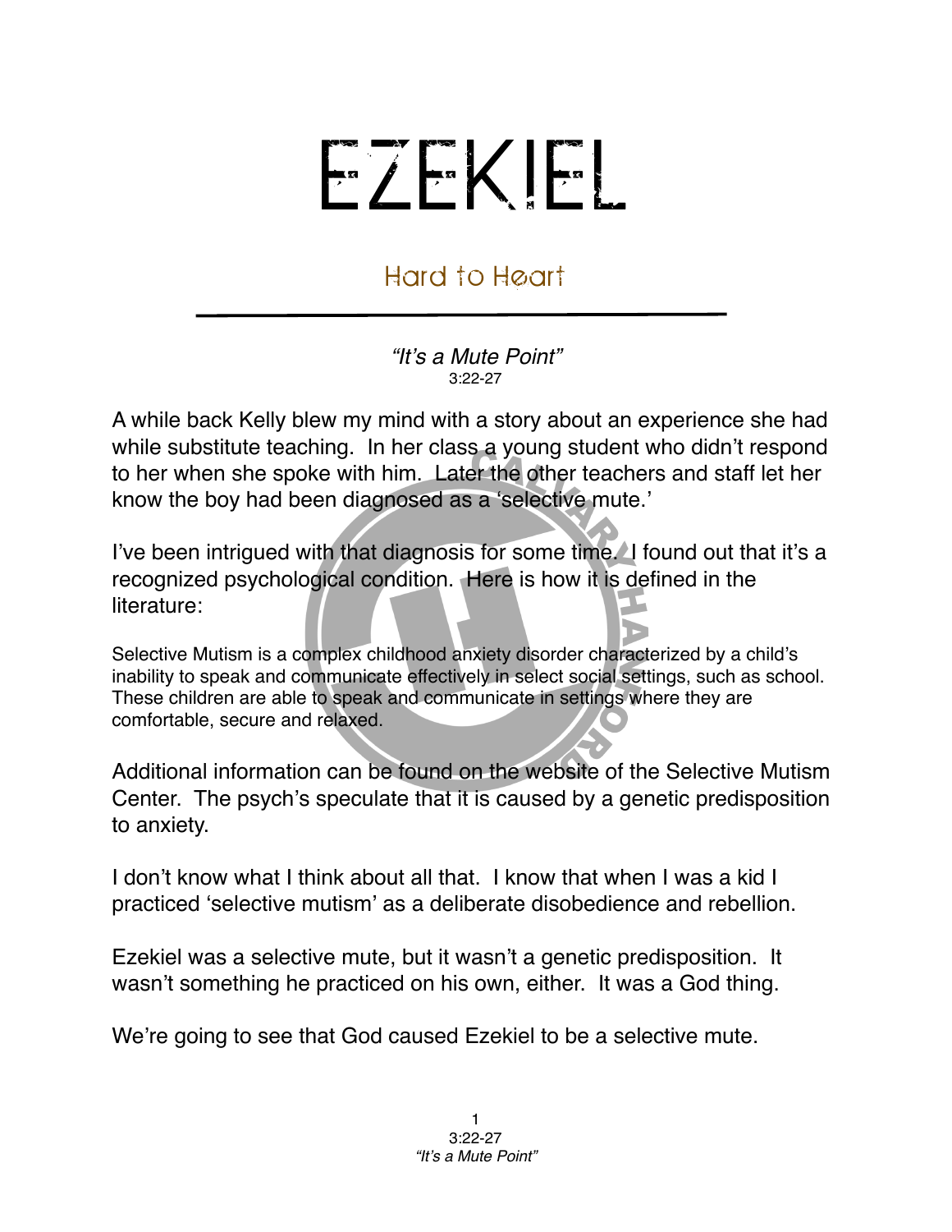# EZEKIEL

## Hard to Heart

*"It's a Mute Point"*
3:22-27

A while back Kelly blew my mind with a story about an experience she had while substitute teaching. In her class a young student who didn't respond to her when she spoke with him. Later the other teachers and staff let her know the boy had been diagnosed as a 'selective mute.'

I've been intrigued with that diagnosis for some time. I found out that it's a recognized psychological condition. Here is how it is defined in the literature:

Selective Mutism is a complex childhood anxiety disorder characterized by a child's inability to speak and communicate effectively in select social settings, such as school. These children are able to speak and communicate in settings where they are comfortable, secure and relaxed.

Additional information can be found on the website of the Selective Mutism Center. The psych's speculate that it is caused by a genetic predisposition to anxiety.

I don't know what I think about all that. I know that when I was a kid I practiced 'selective mutism' as a deliberate disobedience and rebellion.

Ezekiel was a selective mute, but it wasn't a genetic predisposition. It wasn't something he practiced on his own, either. It was a God thing.

We're going to see that God caused Ezekiel to be a selective mute.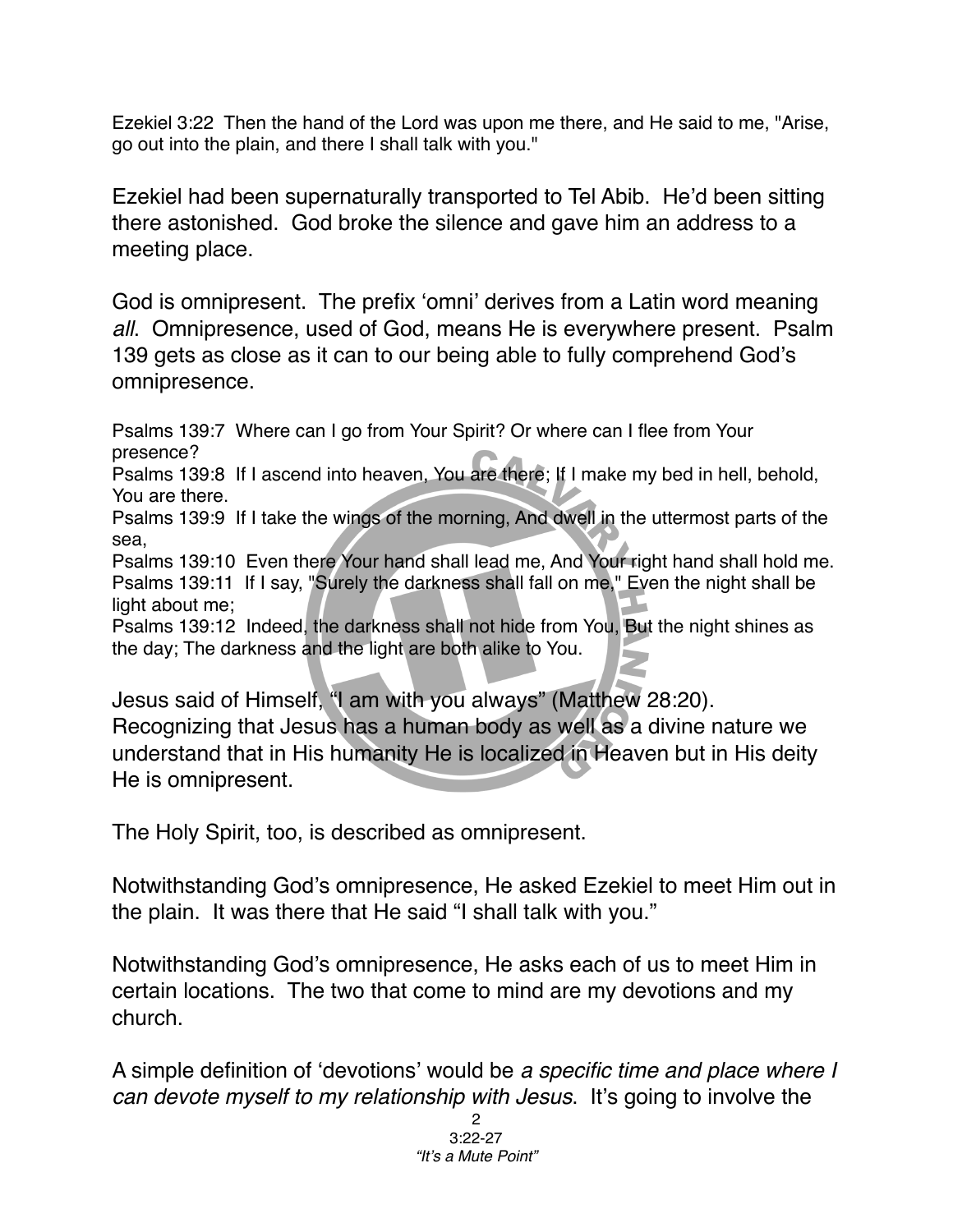Ezekiel 3:22 Then the hand of the Lord was upon me there, and He said to me, "Arise, go out into the plain, and there I shall talk with you."

Ezekiel had been supernaturally transported to Tel Abib. He'd been sitting there astonished. God broke the silence and gave him an address to a meeting place.

God is omnipresent. The prefix 'omni' derives from a Latin word meaning *all*. Omnipresence, used of God, means He is everywhere present. Psalm 139 gets as close as it can to our being able to fully comprehend God's omnipresence.

Psalms 139:7 Where can I go from Your Spirit? Or where can I flee from Your presence?
Psalms 139:8 If I ascend into heaven, You are there; If I make my bed in hell, behold, You are there.
Psalms 139:9 If I take the wings of the morning, And dwell in the uttermost parts of the sea,
Psalms 139:10 Even there Your hand shall lead me, And Your right hand shall hold me.
Psalms 139:11 If I say, "Surely the darkness shall fall on me," Even the night shall be light about me;
Psalms 139:12 Indeed, the darkness shall not hide from You, But the night shines as the day; The darkness and the light are both alike to You.

Jesus said of Himself, "I am with you always" (Matthew 28:20). Recognizing that Jesus has a human body as well as a divine nature we understand that in His humanity He is localized in Heaven but in His deity He is omnipresent.

The Holy Spirit, too, is described as omnipresent.

Notwithstanding God's omnipresence, He asked Ezekiel to meet Him out in the plain. It was there that He said "I shall talk with you."

Notwithstanding God's omnipresence, He asks each of us to meet Him in certain locations. The two that come to mind are my devotions and my church.

A simple definition of 'devotions' would be *a specific time and place where I can devote myself to my relationship with Jesus*. It's going to involve the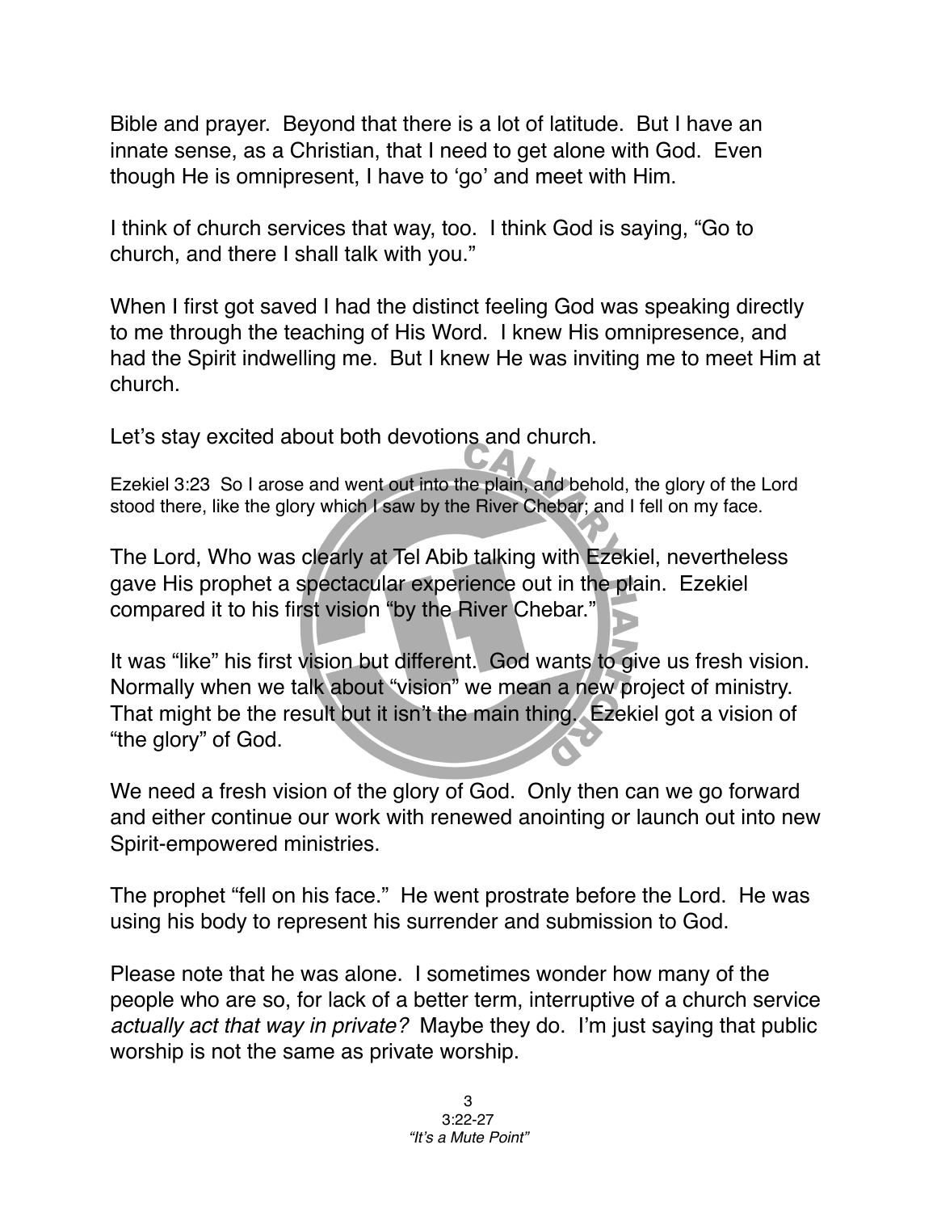Bible and prayer. Beyond that there is a lot of latitude. But I have an innate sense, as a Christian, that I need to get alone with God. Even though He is omnipresent, I have to 'go' and meet with Him.

I think of church services that way, too. I think God is saying, "Go to church, and there I shall talk with you."

When I first got saved I had the distinct feeling God was speaking directly to me through the teaching of His Word. I knew His omnipresence, and had the Spirit indwelling me. But I knew He was inviting me to meet Him at church.

Let's stay excited about both devotions and church.

Ezekiel 3:23 So I arose and went out into the plain, and behold, the glory of the Lord stood there, like the glory which I saw by the River Chebar; and I fell on my face.

The Lord, Who was clearly at Tel Abib talking with Ezekiel, nevertheless gave His prophet a spectacular experience out in the plain. Ezekiel compared it to his first vision "by the River Chebar."

It was "like" his first vision but different. God wants to give us fresh vision. Normally when we talk about "vision" we mean a new project of ministry. That might be the result but it isn't the main thing. Ezekiel got a vision of "the glory" of God.

We need a fresh vision of the glory of God. Only then can we go forward and either continue our work with renewed anointing or launch out into new Spirit-empowered ministries.

The prophet "fell on his face." He went prostrate before the Lord. He was using his body to represent his surrender and submission to God.

Please note that he was alone. I sometimes wonder how many of the people who are so, for lack of a better term, interruptive of a church service *actually act that way in private?* Maybe they do. I'm just saying that public worship is not the same as private worship.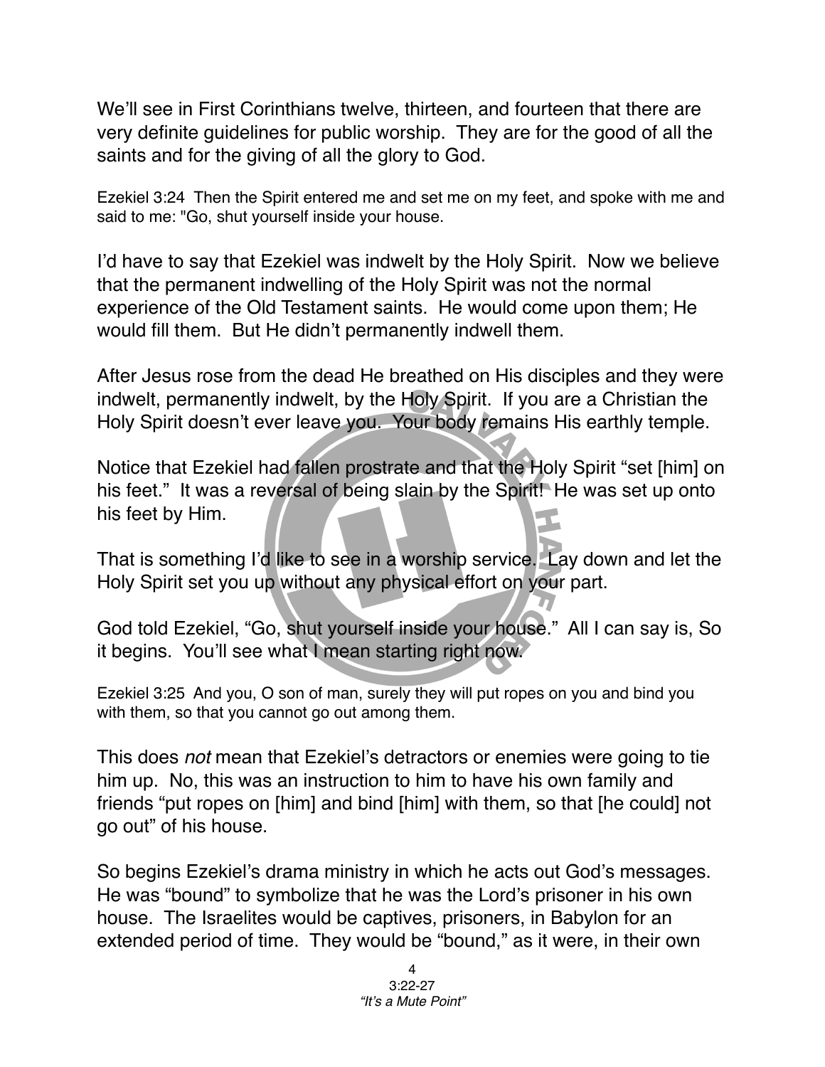We'll see in First Corinthians twelve, thirteen, and fourteen that there are very definite guidelines for public worship. They are for the good of all the saints and for the giving of all the glory to God.

Ezekiel 3:24 Then the Spirit entered me and set me on my feet, and spoke with me and said to me: "Go, shut yourself inside your house.

I'd have to say that Ezekiel was indwelt by the Holy Spirit. Now we believe that the permanent indwelling of the Holy Spirit was not the normal experience of the Old Testament saints. He would come upon them; He would fill them. But He didn't permanently indwell them.

After Jesus rose from the dead He breathed on His disciples and they were indwelt, permanently indwelt, by the Holy Spirit. If you are a Christian the Holy Spirit doesn't ever leave you. Your body remains His earthly temple.

Notice that Ezekiel had fallen prostrate and that the Holy Spirit "set [him] on his feet." It was a reversal of being slain by the Spirit! He was set up onto his feet by Him.

That is something I'd like to see in a worship service. Lay down and let the Holy Spirit set you up without any physical effort on your part.

God told Ezekiel, "Go, shut yourself inside your house." All I can say is, So it begins. You'll see what I mean starting right now.

Ezekiel 3:25 And you, O son of man, surely they will put ropes on you and bind you with them, so that you cannot go out among them.

This does *not* mean that Ezekiel's detractors or enemies were going to tie him up. No, this was an instruction to him to have his own family and friends "put ropes on [him] and bind [him] with them, so that [he could] not go out" of his house.

So begins Ezekiel's drama ministry in which he acts out God's messages. He was "bound" to symbolize that he was the Lord's prisoner in his own house. The Israelites would be captives, prisoners, in Babylon for an extended period of time. They would be "bound," as it were, in their own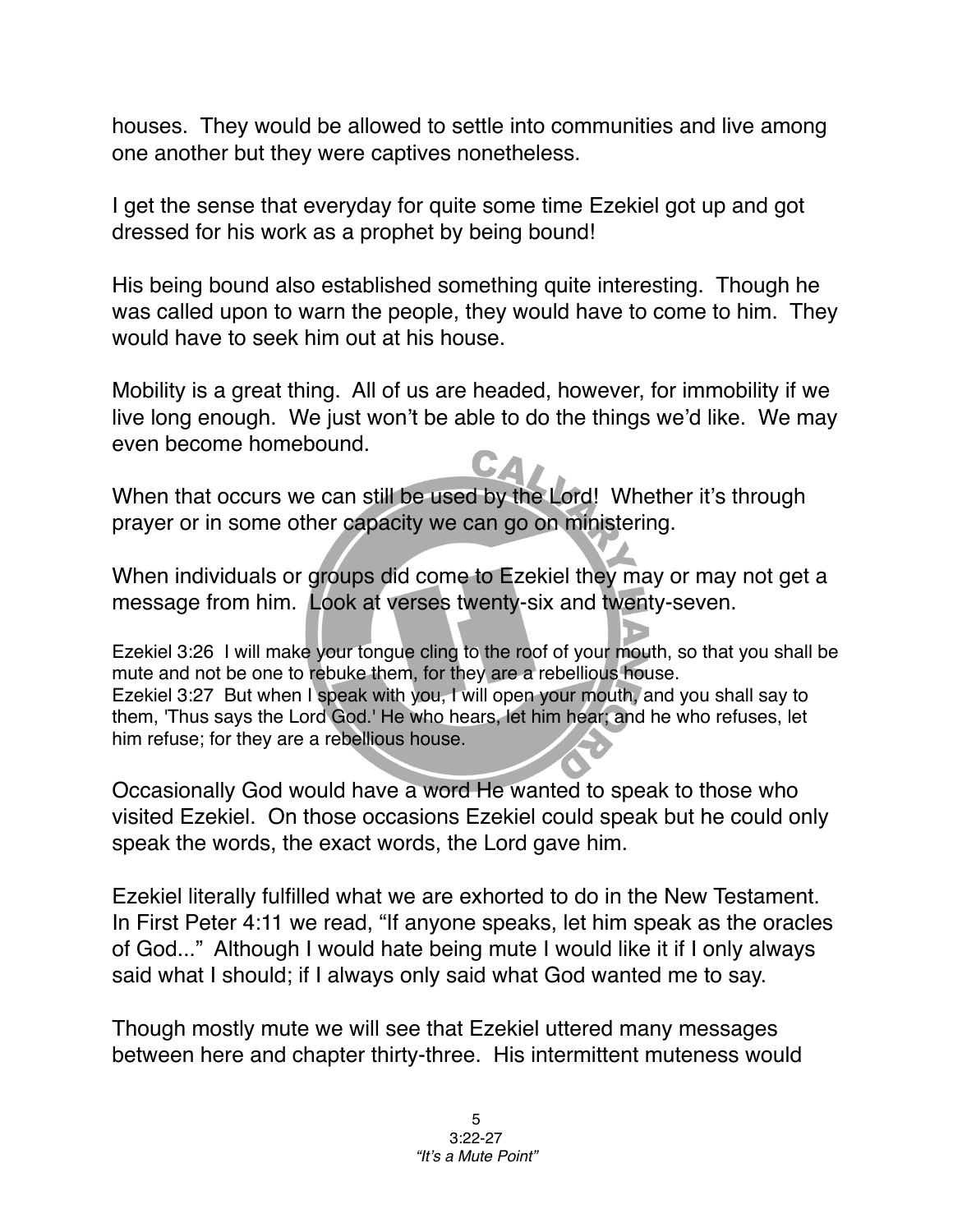houses. They would be allowed to settle into communities and live among one another but they were captives nonetheless.

I get the sense that everyday for quite some time Ezekiel got up and got dressed for his work as a prophet by being bound!

His being bound also established something quite interesting. Though he was called upon to warn the people, they would have to come to him. They would have to seek him out at his house.

Mobility is a great thing. All of us are headed, however, for immobility if we live long enough. We just won't be able to do the things we'd like. We may even become homebound.

When that occurs we can still be used by the Lord! Whether it's through prayer or in some other capacity we can go on ministering.

When individuals or groups did come to Ezekiel they may or may not get a message from him. Look at verses twenty-six and twenty-seven.

Ezekiel 3:26 I will make your tongue cling to the roof of your mouth, so that you shall be mute and not be one to rebuke them, for they are a rebellious house.
Ezekiel 3:27 But when I speak with you, I will open your mouth, and you shall say to them, 'Thus says the Lord God.' He who hears, let him hear; and he who refuses, let him refuse; for they are a rebellious house.

Occasionally God would have a word He wanted to speak to those who visited Ezekiel. On those occasions Ezekiel could speak but he could only speak the words, the exact words, the Lord gave him.

Ezekiel literally fulfilled what we are exhorted to do in the New Testament. In First Peter 4:11 we read, "If anyone speaks, let him speak as the oracles of God..." Although I would hate being mute I would like it if I only always said what I should; if I always only said what God wanted me to say.

Though mostly mute we will see that Ezekiel uttered many messages between here and chapter thirty-three. His intermittent muteness would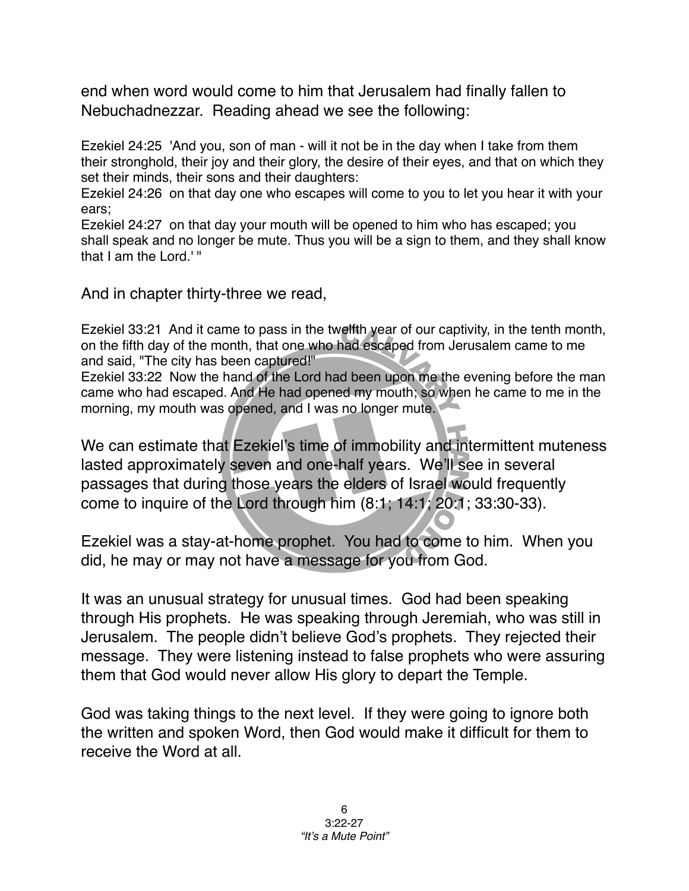end when word would come to him that Jerusalem had finally fallen to Nebuchadnezzar. Reading ahead we see the following:

Ezekiel 24:25 'And you, son of man - will it not be in the day when I take from them their stronghold, their joy and their glory, the desire of their eyes, and that on which they set their minds, their sons and their daughters:
Ezekiel 24:26 on that day one who escapes will come to you to let you hear it with your ears;
Ezekiel 24:27 on that day your mouth will be opened to him who has escaped; you shall speak and no longer be mute. Thus you will be a sign to them, and they shall know that I am the Lord.' "

And in chapter thirty-three we read,

Ezekiel 33:21 And it came to pass in the twelfth year of our captivity, in the tenth month, on the fifth day of the month, that one who had escaped from Jerusalem came to me and said, "The city has been captured!"
Ezekiel 33:22 Now the hand of the Lord had been upon me the evening before the man came who had escaped. And He had opened my mouth; so when he came to me in the morning, my mouth was opened, and I was no longer mute.

We can estimate that Ezekiel's time of immobility and intermittent muteness lasted approximately seven and one-half years. We'll see in several passages that during those years the elders of Israel would frequently come to inquire of the Lord through him (8:1; 14:1; 20:1; 33:30-33).

Ezekiel was a stay-at-home prophet. You had to come to him. When you did, he may or may not have a message for you from God.

It was an unusual strategy for unusual times. God had been speaking through His prophets. He was speaking through Jeremiah, who was still in Jerusalem. The people didn't believe God's prophets. They rejected their message. They were listening instead to false prophets who were assuring them that God would never allow His glory to depart the Temple.

God was taking things to the next level. If they were going to ignore both the written and spoken Word, then God would make it difficult for them to receive the Word at all.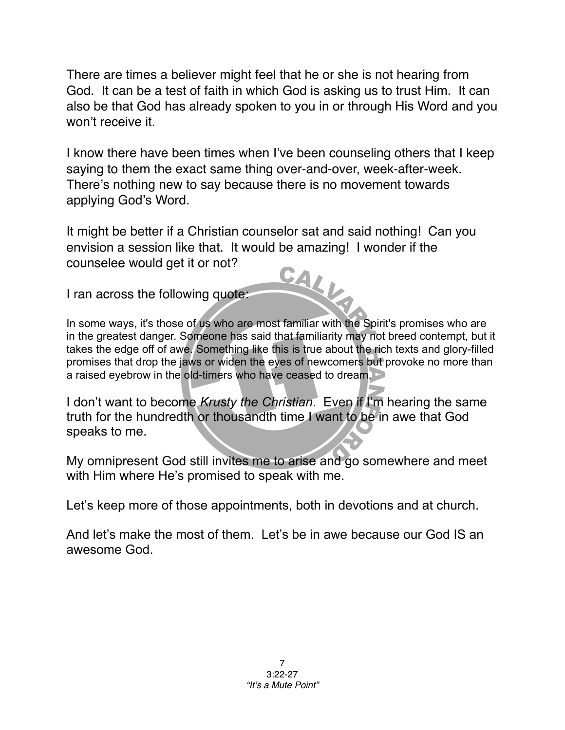There are times a believer might feel that he or she is not hearing from God. It can be a test of faith in which God is asking us to trust Him. It can also be that God has already spoken to you in or through His Word and you won't receive it.

I know there have been times when I've been counseling others that I keep saying to them the exact same thing over-and-over, week-after-week. There's nothing new to say because there is no movement towards applying God's Word.

It might be better if a Christian counselor sat and said nothing! Can you envision a session like that. It would be amazing! I wonder if the counselee would get it or not?

I ran across the following quote:

In some ways, it's those of us who are most familiar with the Spirit's promises who are in the greatest danger. Someone has said that familiarity may not breed contempt, but it takes the edge off of awe. Something like this is true about the rich texts and glory-filled promises that drop the jaws or widen the eyes of newcomers but provoke no more than a raised eyebrow in the old-timers who have ceased to dream.

I don't want to become *Krusty the Christian*. Even if I'm hearing the same truth for the hundredth or thousandth time I want to be in awe that God speaks to me.

My omnipresent God still invites me to arise and go somewhere and meet with Him where He's promised to speak with me.

Let's keep more of those appointments, both in devotions and at church.

And let's make the most of them. Let's be in awe because our God IS an awesome God.